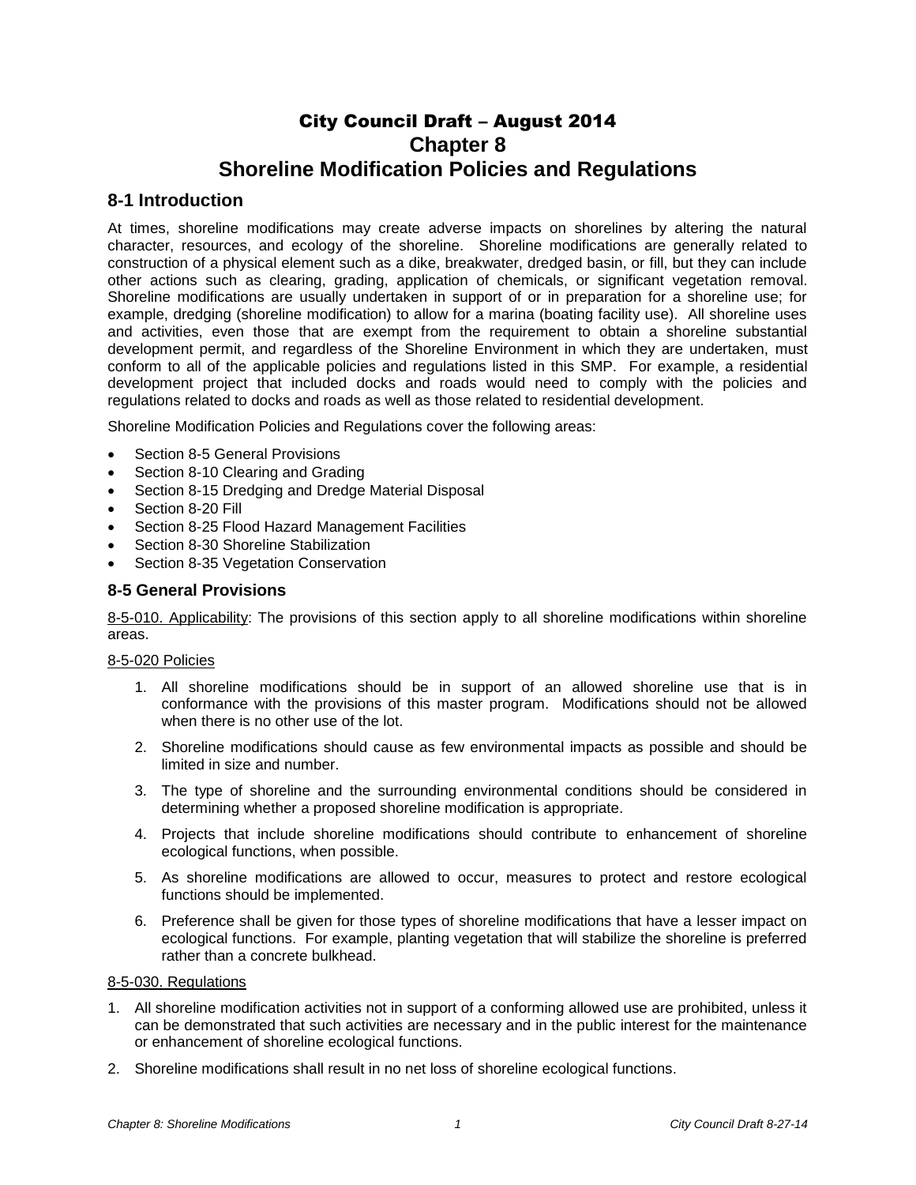# City Council Draft – August 2014

# Chapter 8

# Shoreline Modification Policies and Regulations

## 8-1 Introduction

At times, shoreline modifications may create adverse impacts on shorelines by altering the natural character, resources, and ecology of the shoreline. Shoreline modifications are generally related to construction of a physical element such as a dike, breakwater, dredged basin, or fill, but they can include other actions such as clearing, grading, application of chemicals, or significant vegetation removal. Shoreline modifications are usually undertaken in support of or in preparation for a shoreline use; for example, dredging (shoreline modification) to allow for a marina (boating facility use). All shoreline uses and activities, even those that are exempt from the requirement to obtain a shoreline substantial development permit, and regardless of the Shoreline Environment in which they are undertaken, must conform to all of the applicable policies and regulations listed in this SMP. For example, a residential development project that included docks and roads would need to comply with the policies and regulations related to docks and roads as well as those related to residential development.

Shoreline Modification Policies and Regulations cover the following areas:

- Section 8-5 General Provisions
- Section 8-10 Clearing and Grading
- Section 8-15 Dredging and Dredge Material Disposal
- Section 8-20 Fill
- Section 8-25 Flood Hazard Management Facilities
- Section 8-30 Shoreline Stabilization
- Section 8-35 Vegetation Conservation

## 8-5 General Provisions

<u>8-5-010. Applicability</u>: The provisions of this section apply to all shoreline modifications within shoreline areas.

<u>8-5-020 Policies</u>

1. All shoreline modifications should be in support of an allowed shoreline use that is in conformance with the provisions of this master program. Modifications should not be allowed when there is no other use of the lot.
2. Shoreline modifications should cause as few environmental impacts as possible and should be limited in size and number.
3. The type of shoreline and the surrounding environmental conditions should be considered in determining whether a proposed shoreline modification is appropriate.
4. Projects that include shoreline modifications should contribute to enhancement of shoreline ecological functions, when possible.
5. As shoreline modifications are allowed to occur, measures to protect and restore ecological functions should be implemented.
6. Preference shall be given for those types of shoreline modifications that have a lesser impact on ecological functions. For example, planting vegetation that will stabilize the shoreline is preferred rather than a concrete bulkhead.

<u>8-5-030. Regulations</u>

1. All shoreline modification activities not in support of a conforming allowed use are prohibited, unless it can be demonstrated that such activities are necessary and in the public interest for the maintenance or enhancement of shoreline ecological functions.
2. Shoreline modifications shall result in no net loss of shoreline ecological functions.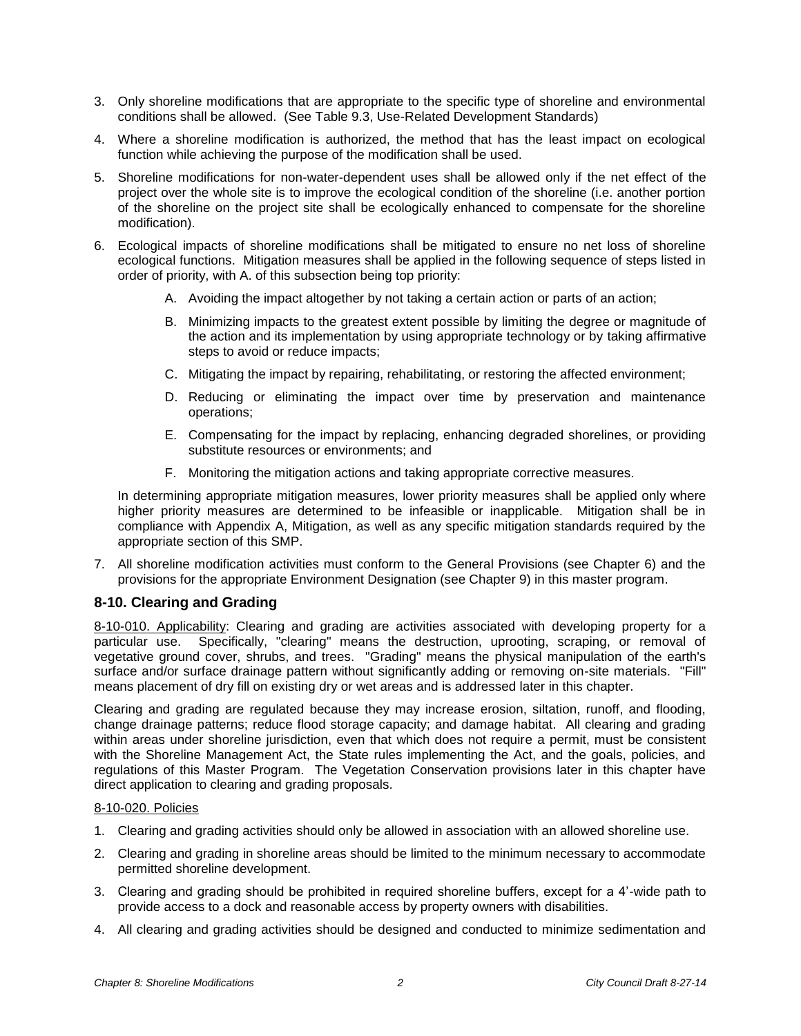3. Only shoreline modifications that are appropriate to the specific type of shoreline and environmental conditions shall be allowed. (See Table 9.3, Use-Related Development Standards)
4. Where a shoreline modification is authorized, the method that has the least impact on ecological function while achieving the purpose of the modification shall be used.
5. Shoreline modifications for non-water-dependent uses shall be allowed only if the net effect of the project over the whole site is to improve the ecological condition of the shoreline (i.e. another portion of the shoreline on the project site shall be ecologically enhanced to compensate for the shoreline modification).
6. Ecological impacts of shoreline modifications shall be mitigated to ensure no net loss of shoreline ecological functions. Mitigation measures shall be applied in the following sequence of steps listed in order of priority, with A. of this subsection being top priority:
   - A. Avoiding the impact altogether by not taking a certain action or parts of an action;
   - B. Minimizing impacts to the greatest extent possible by limiting the degree or magnitude of the action and its implementation by using appropriate technology or by taking affirmative steps to avoid or reduce impacts;
   - C. Mitigating the impact by repairing, rehabilitating, or restoring the affected environment;
   - D. Reducing or eliminating the impact over time by preservation and maintenance operations;
   - E. Compensating for the impact by replacing, enhancing degraded shorelines, or providing substitute resources or environments; and
   - F. Monitoring the mitigation actions and taking appropriate corrective measures.

   In determining appropriate mitigation measures, lower priority measures shall be applied only where higher priority measures are determined to be infeasible or inapplicable. Mitigation shall be in compliance with Appendix A, Mitigation, as well as any specific mitigation standards required by the appropriate section of this SMP.
7. All shoreline modification activities must conform to the General Provisions (see Chapter 6) and the provisions for the appropriate Environment Designation (see Chapter 9) in this master program.

## 8-10. Clearing and Grading

8-10-010. Applicability: Clearing and grading are activities associated with developing property for a particular use. Specifically, "clearing" means the destruction, uprooting, scraping, or removal of vegetative ground cover, shrubs, and trees. "Grading" means the physical manipulation of the earth's surface and/or surface drainage pattern without significantly adding or removing on-site materials. "Fill" means placement of dry fill on existing dry or wet areas and is addressed later in this chapter.

Clearing and grading are regulated because they may increase erosion, siltation, runoff, and flooding, change drainage patterns; reduce flood storage capacity; and damage habitat. All clearing and grading within areas under shoreline jurisdiction, even that which does not require a permit, must be consistent with the Shoreline Management Act, the State rules implementing the Act, and the goals, policies, and regulations of this Master Program. The Vegetation Conservation provisions later in this chapter have direct application to clearing and grading proposals.

8-10-020. Policies

1. Clearing and grading activities should only be allowed in association with an allowed shoreline use.
2. Clearing and grading in shoreline areas should be limited to the minimum necessary to accommodate permitted shoreline development.
3. Clearing and grading should be prohibited in required shoreline buffers, except for a 4'-wide path to provide access to a dock and reasonable access by property owners with disabilities.
4. All clearing and grading activities should be designed and conducted to minimize sedimentation and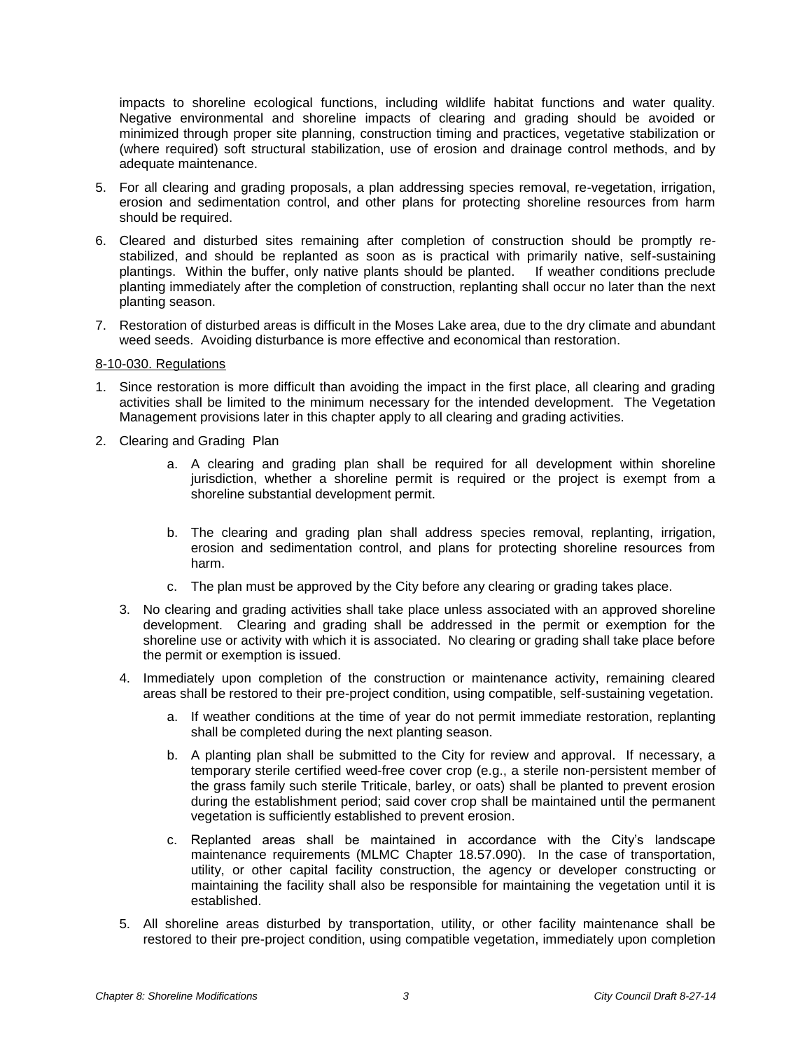impacts to shoreline ecological functions, including wildlife habitat functions and water quality. Negative environmental and shoreline impacts of clearing and grading should be avoided or minimized through proper site planning, construction timing and practices, vegetative stabilization or (where required) soft structural stabilization, use of erosion and drainage control methods, and by adequate maintenance.

5. For all clearing and grading proposals, a plan addressing species removal, re-vegetation, irrigation, erosion and sedimentation control, and other plans for protecting shoreline resources from harm should be required.

6. Cleared and disturbed sites remaining after completion of construction should be promptly re-stabilized, and should be replanted as soon as is practical with primarily native, self-sustaining plantings. Within the buffer, only native plants should be planted. If weather conditions preclude planting immediately after the completion of construction, replanting shall occur no later than the next planting season.

7. Restoration of disturbed areas is difficult in the Moses Lake area, due to the dry climate and abundant weed seeds. Avoiding disturbance is more effective and economical than restoration.

8-10-030. Regulations

1. Since restoration is more difficult than avoiding the impact in the first place, all clearing and grading activities shall be limited to the minimum necessary for the intended development. The Vegetation Management provisions later in this chapter apply to all clearing and grading activities.

2. Clearing and Grading Plan

   a. A clearing and grading plan shall be required for all development within shoreline jurisdiction, whether a shoreline permit is required or the project is exempt from a shoreline substantial development permit.

   b. The clearing and grading plan shall address species removal, replanting, irrigation, erosion and sedimentation control, and plans for protecting shoreline resources from harm.

   c. The plan must be approved by the City before any clearing or grading takes place.

3. No clearing and grading activities shall take place unless associated with an approved shoreline development. Clearing and grading shall be addressed in the permit or exemption for the shoreline use or activity with which it is associated. No clearing or grading shall take place before the permit or exemption is issued.

4. Immediately upon completion of the construction or maintenance activity, remaining cleared areas shall be restored to their pre-project condition, using compatible, self-sustaining vegetation.

   a. If weather conditions at the time of year do not permit immediate restoration, replanting shall be completed during the next planting season.

   b. A planting plan shall be submitted to the City for review and approval. If necessary, a temporary sterile certified weed-free cover crop (e.g., a sterile non-persistent member of the grass family such sterile Triticale, barley, or oats) shall be planted to prevent erosion during the establishment period; said cover crop shall be maintained until the permanent vegetation is sufficiently established to prevent erosion.

   c. Replanted areas shall be maintained in accordance with the City's landscape maintenance requirements (MLMC Chapter 18.57.090). In the case of transportation, utility, or other capital facility construction, the agency or developer constructing or maintaining the facility shall also be responsible for maintaining the vegetation until it is established.

5. All shoreline areas disturbed by transportation, utility, or other facility maintenance shall be restored to their pre-project condition, using compatible vegetation, immediately upon completion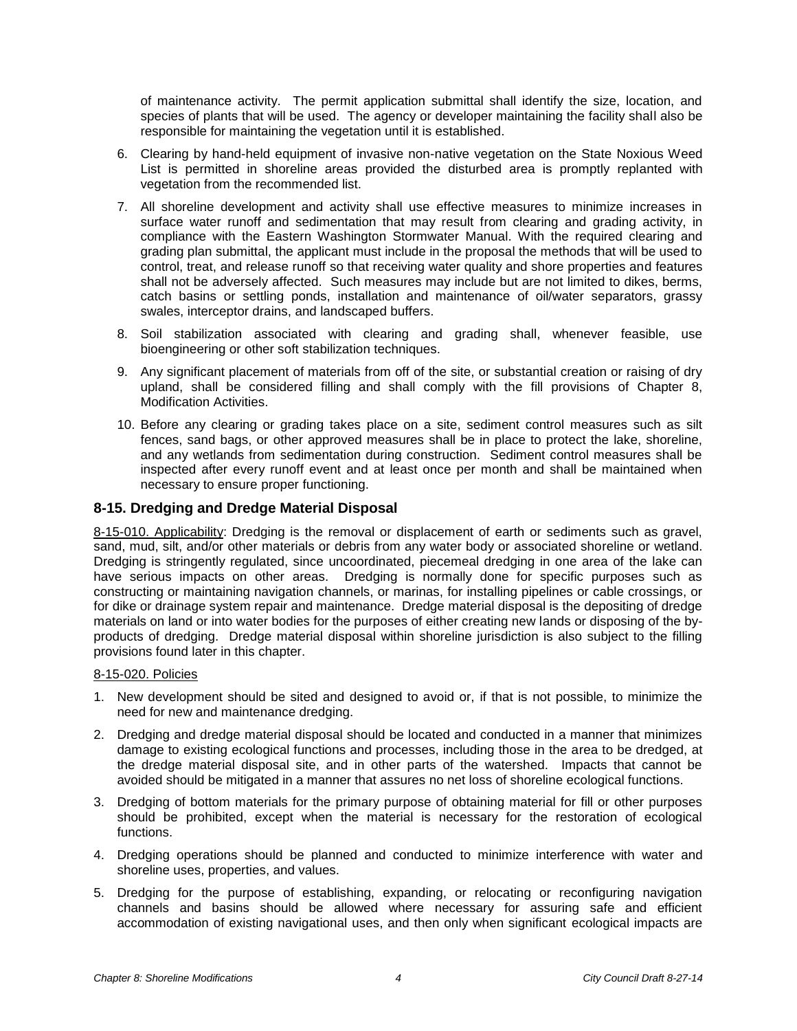of maintenance activity. The permit application submittal shall identify the size, location, and species of plants that will be used. The agency or developer maintaining the facility shall also be responsible for maintaining the vegetation until it is established.

6. Clearing by hand-held equipment of invasive non-native vegetation on the State Noxious Weed List is permitted in shoreline areas provided the disturbed area is promptly replanted with vegetation from the recommended list.

7. All shoreline development and activity shall use effective measures to minimize increases in surface water runoff and sedimentation that may result from clearing and grading activity, in compliance with the Eastern Washington Stormwater Manual. With the required clearing and grading plan submittal, the applicant must include in the proposal the methods that will be used to control, treat, and release runoff so that receiving water quality and shore properties and features shall not be adversely affected. Such measures may include but are not limited to dikes, berms, catch basins or settling ponds, installation and maintenance of oil/water separators, grassy swales, interceptor drains, and landscaped buffers.

8. Soil stabilization associated with clearing and grading shall, whenever feasible, use bioengineering or other soft stabilization techniques.

9. Any significant placement of materials from off of the site, or substantial creation or raising of dry upland, shall be considered filling and shall comply with the fill provisions of Chapter 8, Modification Activities.

10. Before any clearing or grading takes place on a site, sediment control measures such as silt fences, sand bags, or other approved measures shall be in place to protect the lake, shoreline, and any wetlands from sedimentation during construction. Sediment control measures shall be inspected after every runoff event and at least once per month and shall be maintained when necessary to ensure proper functioning.

## 8-15. Dredging and Dredge Material Disposal

8-15-010. Applicability: Dredging is the removal or displacement of earth or sediments such as gravel, sand, mud, silt, and/or other materials or debris from any water body or associated shoreline or wetland. Dredging is stringently regulated, since uncoordinated, piecemeal dredging in one area of the lake can have serious impacts on other areas. Dredging is normally done for specific purposes such as constructing or maintaining navigation channels, or marinas, for installing pipelines or cable crossings, or for dike or drainage system repair and maintenance. Dredge material disposal is the depositing of dredge materials on land or into water bodies for the purposes of either creating new lands or disposing of the by-products of dredging. Dredge material disposal within shoreline jurisdiction is also subject to the filling provisions found later in this chapter.

8-15-020. Policies

1. New development should be sited and designed to avoid or, if that is not possible, to minimize the need for new and maintenance dredging.

2. Dredging and dredge material disposal should be located and conducted in a manner that minimizes damage to existing ecological functions and processes, including those in the area to be dredged, at the dredge material disposal site, and in other parts of the watershed. Impacts that cannot be avoided should be mitigated in a manner that assures no net loss of shoreline ecological functions.

3. Dredging of bottom materials for the primary purpose of obtaining material for fill or other purposes should be prohibited, except when the material is necessary for the restoration of ecological functions.

4. Dredging operations should be planned and conducted to minimize interference with water and shoreline uses, properties, and values.

5. Dredging for the purpose of establishing, expanding, or relocating or reconfiguring navigation channels and basins should be allowed where necessary for assuring safe and efficient accommodation of existing navigational uses, and then only when significant ecological impacts are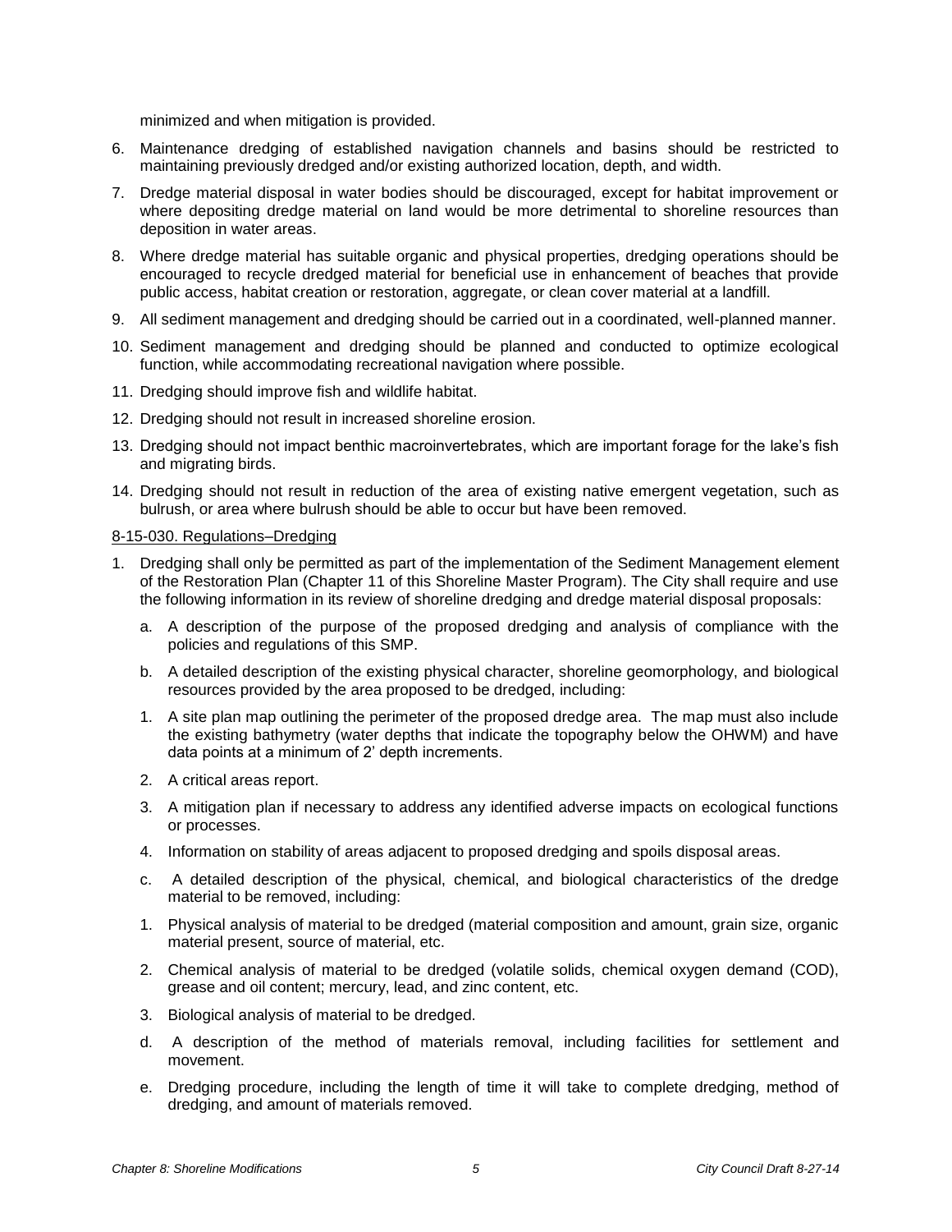minimized and when mitigation is provided.

6. Maintenance dredging of established navigation channels and basins should be restricted to maintaining previously dredged and/or existing authorized location, depth, and width.
7. Dredge material disposal in water bodies should be discouraged, except for habitat improvement or where depositing dredge material on land would be more detrimental to shoreline resources than deposition in water areas.
8. Where dredge material has suitable organic and physical properties, dredging operations should be encouraged to recycle dredged material for beneficial use in enhancement of beaches that provide public access, habitat creation or restoration, aggregate, or clean cover material at a landfill.
9. All sediment management and dredging should be carried out in a coordinated, well-planned manner.
10. Sediment management and dredging should be planned and conducted to optimize ecological function, while accommodating recreational navigation where possible.
11. Dredging should improve fish and wildlife habitat.
12. Dredging should not result in increased shoreline erosion.
13. Dredging should not impact benthic macroinvertebrates, which are important forage for the lake's fish and migrating birds.
14. Dredging should not result in reduction of the area of existing native emergent vegetation, such as bulrush, or area where bulrush should be able to occur but have been removed.

<u>8-15-030. Regulations–Dredging</u>

1. Dredging shall only be permitted as part of the implementation of the Sediment Management element of the Restoration Plan (Chapter 11 of this Shoreline Master Program). The City shall require and use the following information in its review of shoreline dredging and dredge material disposal proposals:
   a. A description of the purpose of the proposed dredging and analysis of compliance with the policies and regulations of this SMP.
   b. A detailed description of the existing physical character, shoreline geomorphology, and biological resources provided by the area proposed to be dredged, including:
      1. A site plan map outlining the perimeter of the proposed dredge area. The map must also include the existing bathymetry (water depths that indicate the topography below the OHWM) and have data points at a minimum of 2' depth increments.
      2. A critical areas report.
      3. A mitigation plan if necessary to address any identified adverse impacts on ecological functions or processes.
      4. Information on stability of areas adjacent to proposed dredging and spoils disposal areas.
   c. A detailed description of the physical, chemical, and biological characteristics of the dredge material to be removed, including:
      1. Physical analysis of material to be dredged (material composition and amount, grain size, organic material present, source of material, etc.
      2. Chemical analysis of material to be dredged (volatile solids, chemical oxygen demand (COD), grease and oil content; mercury, lead, and zinc content, etc.
      3. Biological analysis of material to be dredged.
   d. A description of the method of materials removal, including facilities for settlement and movement.
   e. Dredging procedure, including the length of time it will take to complete dredging, method of dredging, and amount of materials removed.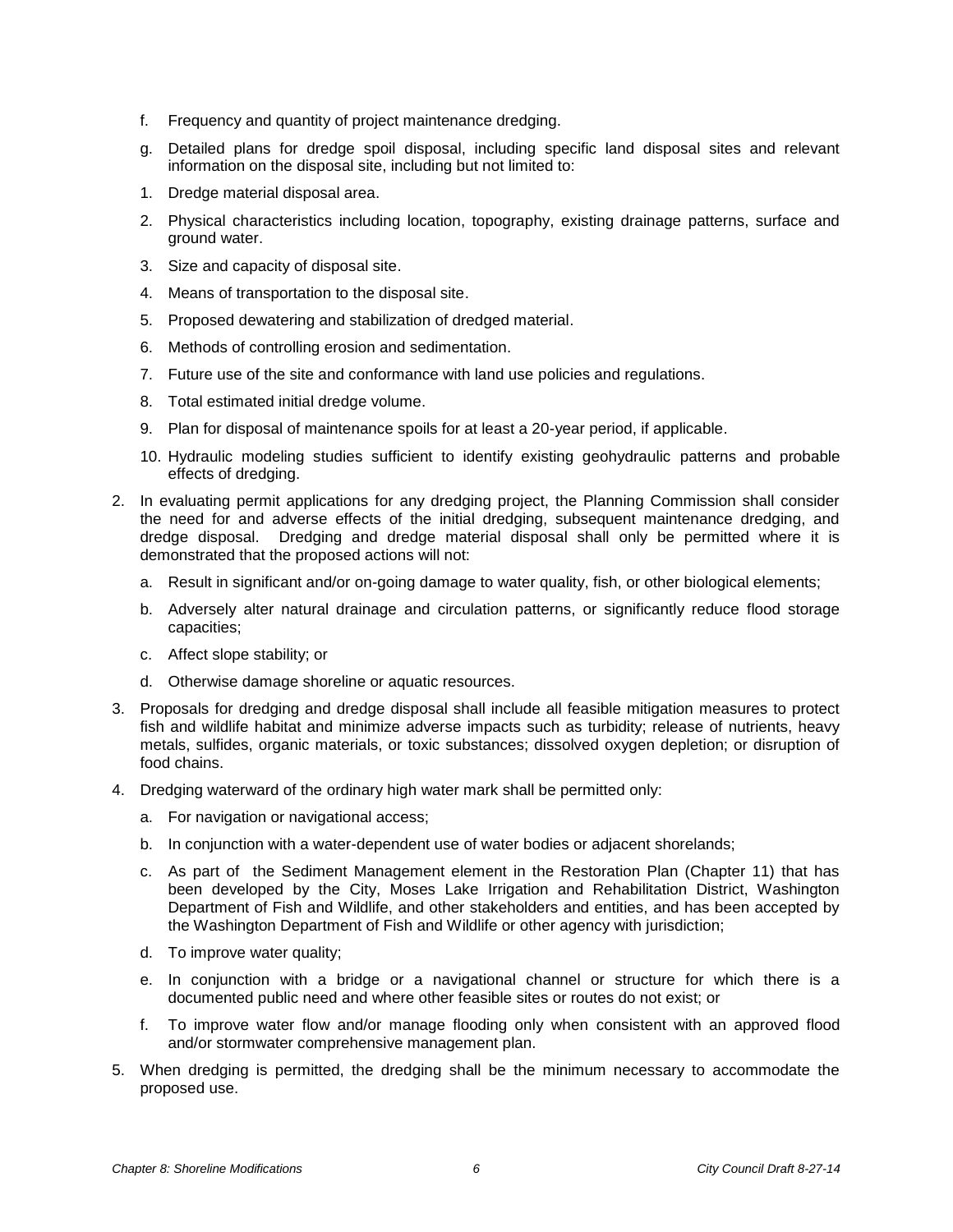f. Frequency and quantity of project maintenance dredging.

g. Detailed plans for dredge spoil disposal, including specific land disposal sites and relevant information on the disposal site, including but not limited to:

1. Dredge material disposal area.

2. Physical characteristics including location, topography, existing drainage patterns, surface and ground water.

3. Size and capacity of disposal site.

4. Means of transportation to the disposal site.

5. Proposed dewatering and stabilization of dredged material.

6. Methods of controlling erosion and sedimentation.

7. Future use of the site and conformance with land use policies and regulations.

8. Total estimated initial dredge volume.

9. Plan for disposal of maintenance spoils for at least a 20-year period, if applicable.

10. Hydraulic modeling studies sufficient to identify existing geohydraulic patterns and probable effects of dredging.

2. In evaluating permit applications for any dredging project, the Planning Commission shall consider the need for and adverse effects of the initial dredging, subsequent maintenance dredging, and dredge disposal. Dredging and dredge material disposal shall only be permitted where it is demonstrated that the proposed actions will not:

   a. Result in significant and/or on-going damage to water quality, fish, or other biological elements;

   b. Adversely alter natural drainage and circulation patterns, or significantly reduce flood storage capacities;

   c. Affect slope stability; or

   d. Otherwise damage shoreline or aquatic resources.

3. Proposals for dredging and dredge disposal shall include all feasible mitigation measures to protect fish and wildlife habitat and minimize adverse impacts such as turbidity; release of nutrients, heavy metals, sulfides, organic materials, or toxic substances; dissolved oxygen depletion; or disruption of food chains.

4. Dredging waterward of the ordinary high water mark shall be permitted only:

   a. For navigation or navigational access;

   b. In conjunction with a water-dependent use of water bodies or adjacent shorelands;

   c. As part of the Sediment Management element in the Restoration Plan (Chapter 11) that has been developed by the City, Moses Lake Irrigation and Rehabilitation District, Washington Department of Fish and Wildlife, and other stakeholders and entities, and has been accepted by the Washington Department of Fish and Wildlife or other agency with jurisdiction;

   d. To improve water quality;

   e. In conjunction with a bridge or a navigational channel or structure for which there is a documented public need and where other feasible sites or routes do not exist; or

   f. To improve water flow and/or manage flooding only when consistent with an approved flood and/or stormwater comprehensive management plan.

5. When dredging is permitted, the dredging shall be the minimum necessary to accommodate the proposed use.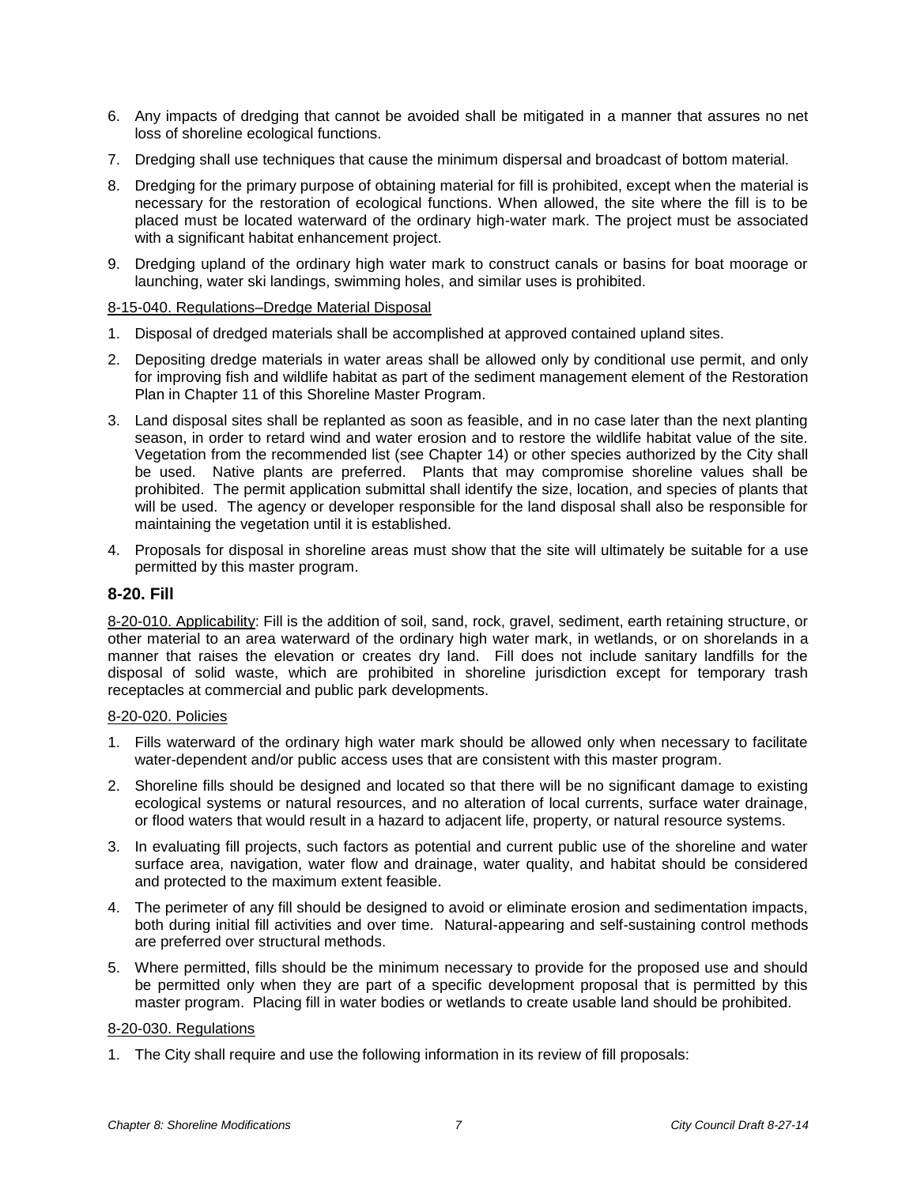6. Any impacts of dredging that cannot be avoided shall be mitigated in a manner that assures no net loss of shoreline ecological functions.
7. Dredging shall use techniques that cause the minimum dispersal and broadcast of bottom material.
8. Dredging for the primary purpose of obtaining material for fill is prohibited, except when the material is necessary for the restoration of ecological functions. When allowed, the site where the fill is to be placed must be located waterward of the ordinary high-water mark. The project must be associated with a significant habitat enhancement project.
9. Dredging upland of the ordinary high water mark to construct canals or basins for boat moorage or launching, water ski landings, swimming holes, and similar uses is prohibited.

8-15-040. Regulations–Dredge Material Disposal

1. Disposal of dredged materials shall be accomplished at approved contained upland sites.
2. Depositing dredge materials in water areas shall be allowed only by conditional use permit, and only for improving fish and wildlife habitat as part of the sediment management element of the Restoration Plan in Chapter 11 of this Shoreline Master Program.
3. Land disposal sites shall be replanted as soon as feasible, and in no case later than the next planting season, in order to retard wind and water erosion and to restore the wildlife habitat value of the site. Vegetation from the recommended list (see Chapter 14) or other species authorized by the City shall be used. Native plants are preferred. Plants that may compromise shoreline values shall be prohibited. The permit application submittal shall identify the size, location, and species of plants that will be used. The agency or developer responsible for the land disposal shall also be responsible for maintaining the vegetation until it is established.
4. Proposals for disposal in shoreline areas must show that the site will ultimately be suitable for a use permitted by this master program.

## 8-20. Fill

8-20-010. Applicability: Fill is the addition of soil, sand, rock, gravel, sediment, earth retaining structure, or other material to an area waterward of the ordinary high water mark, in wetlands, or on shorelands in a manner that raises the elevation or creates dry land. Fill does not include sanitary landfills for the disposal of solid waste, which are prohibited in shoreline jurisdiction except for temporary trash receptacles at commercial and public park developments.

8-20-020. Policies

1. Fills waterward of the ordinary high water mark should be allowed only when necessary to facilitate water-dependent and/or public access uses that are consistent with this master program.
2. Shoreline fills should be designed and located so that there will be no significant damage to existing ecological systems or natural resources, and no alteration of local currents, surface water drainage, or flood waters that would result in a hazard to adjacent life, property, or natural resource systems.
3. In evaluating fill projects, such factors as potential and current public use of the shoreline and water surface area, navigation, water flow and drainage, water quality, and habitat should be considered and protected to the maximum extent feasible.
4. The perimeter of any fill should be designed to avoid or eliminate erosion and sedimentation impacts, both during initial fill activities and over time. Natural-appearing and self-sustaining control methods are preferred over structural methods.
5. Where permitted, fills should be the minimum necessary to provide for the proposed use and should be permitted only when they are part of a specific development proposal that is permitted by this master program. Placing fill in water bodies or wetlands to create usable land should be prohibited.

8-20-030. Regulations

1. The City shall require and use the following information in its review of fill proposals: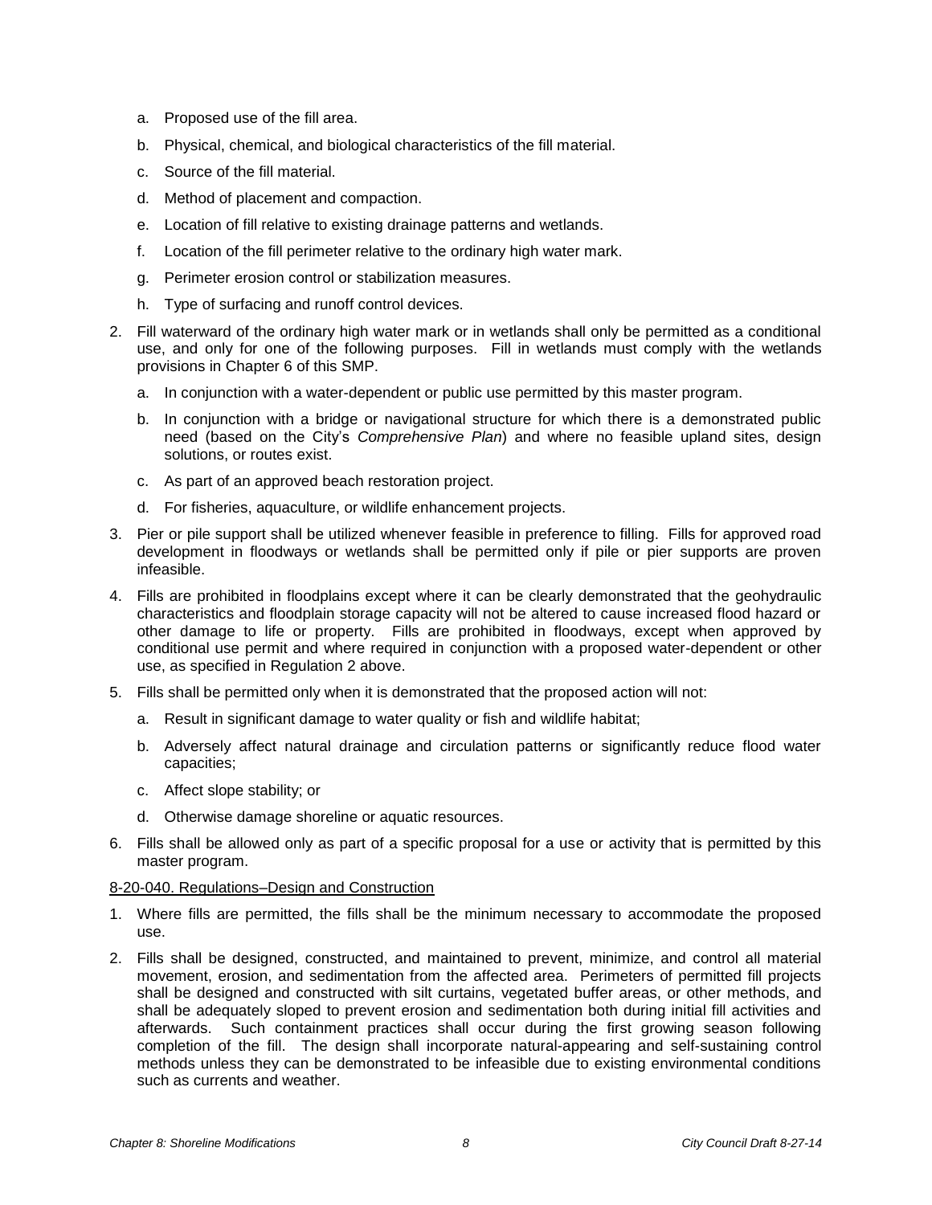a. Proposed use of the fill area.

   b. Physical, chemical, and biological characteristics of the fill material.

   c. Source of the fill material.

   d. Method of placement and compaction.

   e. Location of fill relative to existing drainage patterns and wetlands.

   f. Location of the fill perimeter relative to the ordinary high water mark.

   g. Perimeter erosion control or stabilization measures.

   h. Type of surfacing and runoff control devices.

2. Fill waterward of the ordinary high water mark or in wetlands shall only be permitted as a conditional use, and only for one of the following purposes. Fill in wetlands must comply with the wetlands provisions in Chapter 6 of this SMP.

   a. In conjunction with a water-dependent or public use permitted by this master program.

   b. In conjunction with a bridge or navigational structure for which there is a demonstrated public need (based on the City's *Comprehensive Plan*) and where no feasible upland sites, design solutions, or routes exist.

   c. As part of an approved beach restoration project.

   d. For fisheries, aquaculture, or wildlife enhancement projects.

3. Pier or pile support shall be utilized whenever feasible in preference to filling. Fills for approved road development in floodways or wetlands shall be permitted only if pile or pier supports are proven infeasible.

4. Fills are prohibited in floodplains except where it can be clearly demonstrated that the geohydraulic characteristics and floodplain storage capacity will not be altered to cause increased flood hazard or other damage to life or property. Fills are prohibited in floodways, except when approved by conditional use permit and where required in conjunction with a proposed water-dependent or other use, as specified in Regulation 2 above.

5. Fills shall be permitted only when it is demonstrated that the proposed action will not:

   a. Result in significant damage to water quality or fish and wildlife habitat;

   b. Adversely affect natural drainage and circulation patterns or significantly reduce flood water capacities;

   c. Affect slope stability; or

   d. Otherwise damage shoreline or aquatic resources.

6. Fills shall be allowed only as part of a specific proposal for a use or activity that is permitted by this master program.

<u>8-20-040. Regulations–Design and Construction</u>

1. Where fills are permitted, the fills shall be the minimum necessary to accommodate the proposed use.

2. Fills shall be designed, constructed, and maintained to prevent, minimize, and control all material movement, erosion, and sedimentation from the affected area. Perimeters of permitted fill projects shall be designed and constructed with silt curtains, vegetated buffer areas, or other methods, and shall be adequately sloped to prevent erosion and sedimentation both during initial fill activities and afterwards. Such containment practices shall occur during the first growing season following completion of the fill. The design shall incorporate natural-appearing and self-sustaining control methods unless they can be demonstrated to be infeasible due to existing environmental conditions such as currents and weather.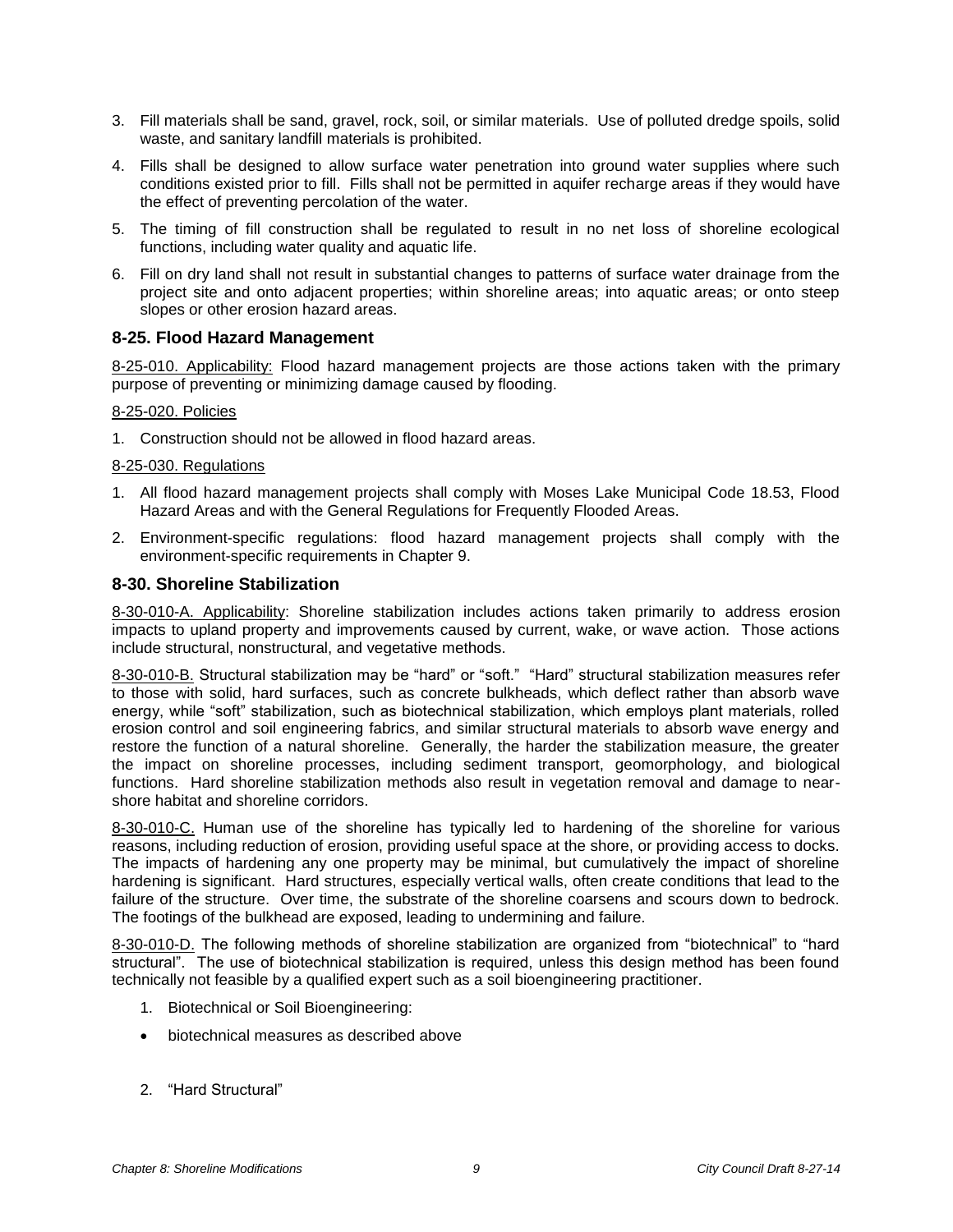3. Fill materials shall be sand, gravel, rock, soil, or similar materials. Use of polluted dredge spoils, solid waste, and sanitary landfill materials is prohibited.

4. Fills shall be designed to allow surface water penetration into ground water supplies where such conditions existed prior to fill. Fills shall not be permitted in aquifer recharge areas if they would have the effect of preventing percolation of the water.

5. The timing of fill construction shall be regulated to result in no net loss of shoreline ecological functions, including water quality and aquatic life.

6. Fill on dry land shall not result in substantial changes to patterns of surface water drainage from the project site and onto adjacent properties; within shoreline areas; into aquatic areas; or onto steep slopes or other erosion hazard areas.

## 8-25. Flood Hazard Management

8-25-010. Applicability: Flood hazard management projects are those actions taken with the primary purpose of preventing or minimizing damage caused by flooding.

8-25-020. Policies

1. Construction should not be allowed in flood hazard areas.

8-25-030. Regulations

1. All flood hazard management projects shall comply with Moses Lake Municipal Code 18.53, Flood Hazard Areas and with the General Regulations for Frequently Flooded Areas.

2. Environment-specific regulations: flood hazard management projects shall comply with the environment-specific requirements in Chapter 9.

## 8-30. Shoreline Stabilization

8-30-010-A. Applicability: Shoreline stabilization includes actions taken primarily to address erosion impacts to upland property and improvements caused by current, wake, or wave action. Those actions include structural, nonstructural, and vegetative methods.

8-30-010-B. Structural stabilization may be "hard" or "soft." "Hard" structural stabilization measures refer to those with solid, hard surfaces, such as concrete bulkheads, which deflect rather than absorb wave energy, while "soft" stabilization, such as biotechnical stabilization, which employs plant materials, rolled erosion control and soil engineering fabrics, and similar structural materials to absorb wave energy and restore the function of a natural shoreline. Generally, the harder the stabilization measure, the greater the impact on shoreline processes, including sediment transport, geomorphology, and biological functions. Hard shoreline stabilization methods also result in vegetation removal and damage to near-shore habitat and shoreline corridors.

8-30-010-C. Human use of the shoreline has typically led to hardening of the shoreline for various reasons, including reduction of erosion, providing useful space at the shore, or providing access to docks. The impacts of hardening any one property may be minimal, but cumulatively the impact of shoreline hardening is significant. Hard structures, especially vertical walls, often create conditions that lead to the failure of the structure. Over time, the substrate of the shoreline coarsens and scours down to bedrock. The footings of the bulkhead are exposed, leading to undermining and failure.

8-30-010-D. The following methods of shoreline stabilization are organized from "biotechnical" to "hard structural". The use of biotechnical stabilization is required, unless this design method has been found technically not feasible by a qualified expert such as a soil bioengineering practitioner.

1. Biotechnical or Soil Bioengineering:

- biotechnical measures as described above

2. "Hard Structural"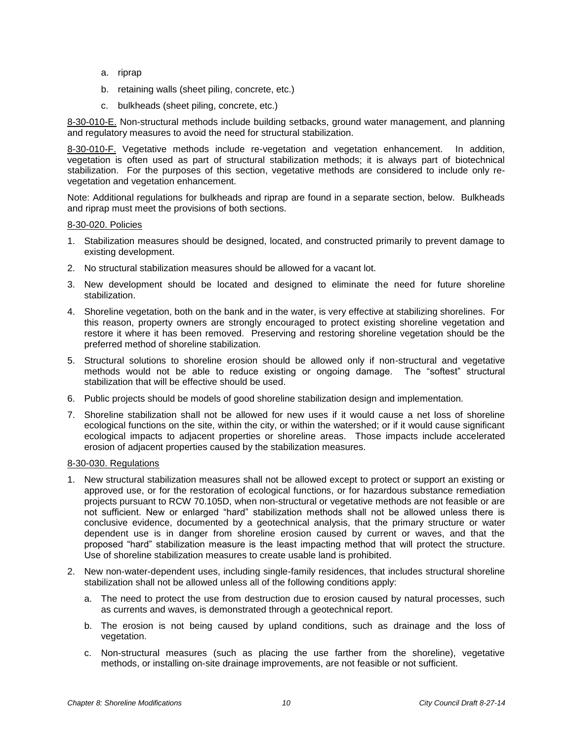a. riprap

b. retaining walls (sheet piling, concrete, etc.)

c. bulkheads (sheet piling, concrete, etc.)

8-30-010-E. Non-structural methods include building setbacks, ground water management, and planning and regulatory measures to avoid the need for structural stabilization.

8-30-010-F. Vegetative methods include re-vegetation and vegetation enhancement. In addition, vegetation is often used as part of structural stabilization methods; it is always part of biotechnical stabilization. For the purposes of this section, vegetative methods are considered to include only re-vegetation and vegetation enhancement.

Note: Additional regulations for bulkheads and riprap are found in a separate section, below. Bulkheads and riprap must meet the provisions of both sections.

8-30-020. Policies

1. Stabilization measures should be designed, located, and constructed primarily to prevent damage to existing development.
2. No structural stabilization measures should be allowed for a vacant lot.
3. New development should be located and designed to eliminate the need for future shoreline stabilization.
4. Shoreline vegetation, both on the bank and in the water, is very effective at stabilizing shorelines. For this reason, property owners are strongly encouraged to protect existing shoreline vegetation and restore it where it has been removed. Preserving and restoring shoreline vegetation should be the preferred method of shoreline stabilization.
5. Structural solutions to shoreline erosion should be allowed only if non-structural and vegetative methods would not be able to reduce existing or ongoing damage. The "softest" structural stabilization that will be effective should be used.
6. Public projects should be models of good shoreline stabilization design and implementation.
7. Shoreline stabilization shall not be allowed for new uses if it would cause a net loss of shoreline ecological functions on the site, within the city, or within the watershed; or if it would cause significant ecological impacts to adjacent properties or shoreline areas. Those impacts include accelerated erosion of adjacent properties caused by the stabilization measures.

8-30-030. Regulations

1. New structural stabilization measures shall not be allowed except to protect or support an existing or approved use, or for the restoration of ecological functions, or for hazardous substance remediation projects pursuant to RCW 70.105D, when non-structural or vegetative methods are not feasible or are not sufficient. New or enlarged "hard" stabilization methods shall not be allowed unless there is conclusive evidence, documented by a geotechnical analysis, that the primary structure or water dependent use is in danger from shoreline erosion caused by current or waves, and that the proposed "hard" stabilization measure is the least impacting method that will protect the structure. Use of shoreline stabilization measures to create usable land is prohibited.
2. New non-water-dependent uses, including single-family residences, that includes structural shoreline stabilization shall not be allowed unless all of the following conditions apply:
   a. The need to protect the use from destruction due to erosion caused by natural processes, such as currents and waves, is demonstrated through a geotechnical report.
   b. The erosion is not being caused by upland conditions, such as drainage and the loss of vegetation.
   c. Non-structural measures (such as placing the use farther from the shoreline), vegetative methods, or installing on-site drainage improvements, are not feasible or not sufficient.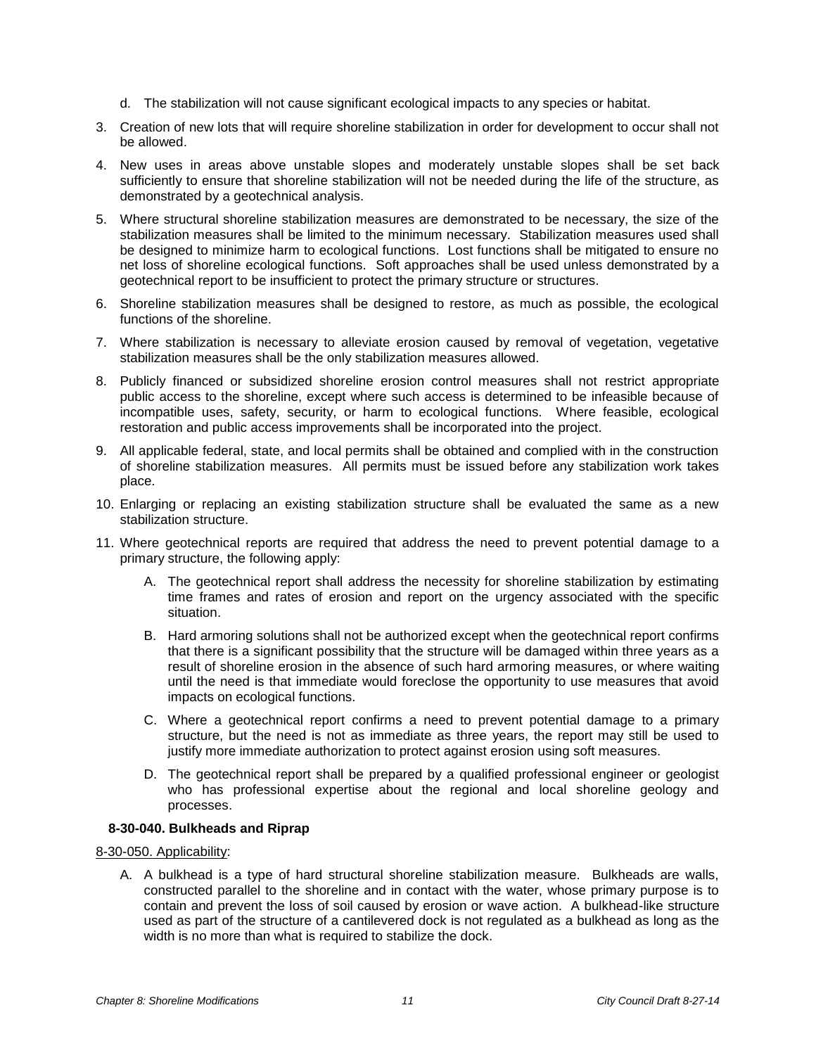d. The stabilization will not cause significant ecological impacts to any species or habitat.

3. Creation of new lots that will require shoreline stabilization in order for development to occur shall not be allowed.

4. New uses in areas above unstable slopes and moderately unstable slopes shall be set back sufficiently to ensure that shoreline stabilization will not be needed during the life of the structure, as demonstrated by a geotechnical analysis.

5. Where structural shoreline stabilization measures are demonstrated to be necessary, the size of the stabilization measures shall be limited to the minimum necessary. Stabilization measures used shall be designed to minimize harm to ecological functions. Lost functions shall be mitigated to ensure no net loss of shoreline ecological functions. Soft approaches shall be used unless demonstrated by a geotechnical report to be insufficient to protect the primary structure or structures.

6. Shoreline stabilization measures shall be designed to restore, as much as possible, the ecological functions of the shoreline.

7. Where stabilization is necessary to alleviate erosion caused by removal of vegetation, vegetative stabilization measures shall be the only stabilization measures allowed.

8. Publicly financed or subsidized shoreline erosion control measures shall not restrict appropriate public access to the shoreline, except where such access is determined to be infeasible because of incompatible uses, safety, security, or harm to ecological functions. Where feasible, ecological restoration and public access improvements shall be incorporated into the project.

9. All applicable federal, state, and local permits shall be obtained and complied with in the construction of shoreline stabilization measures. All permits must be issued before any stabilization work takes place.

10. Enlarging or replacing an existing stabilization structure shall be evaluated the same as a new stabilization structure.

11. Where geotechnical reports are required that address the need to prevent potential damage to a primary structure, the following apply:

    A. The geotechnical report shall address the necessity for shoreline stabilization by estimating time frames and rates of erosion and report on the urgency associated with the specific situation.

    B. Hard armoring solutions shall not be authorized except when the geotechnical report confirms that there is a significant possibility that the structure will be damaged within three years as a result of shoreline erosion in the absence of such hard armoring measures, or where waiting until the need is that immediate would foreclose the opportunity to use measures that avoid impacts on ecological functions.

    C. Where a geotechnical report confirms a need to prevent potential damage to a primary structure, but the need is not as immediate as three years, the report may still be used to justify more immediate authorization to protect against erosion using soft measures.

    D. The geotechnical report shall be prepared by a qualified professional engineer or geologist who has professional expertise about the regional and local shoreline geology and processes.

**8-30-040. Bulkheads and Riprap**

8-30-050. Applicability:

A. A bulkhead is a type of hard structural shoreline stabilization measure. Bulkheads are walls, constructed parallel to the shoreline and in contact with the water, whose primary purpose is to contain and prevent the loss of soil caused by erosion or wave action. A bulkhead-like structure used as part of the structure of a cantilevered dock is not regulated as a bulkhead as long as the width is no more than what is required to stabilize the dock.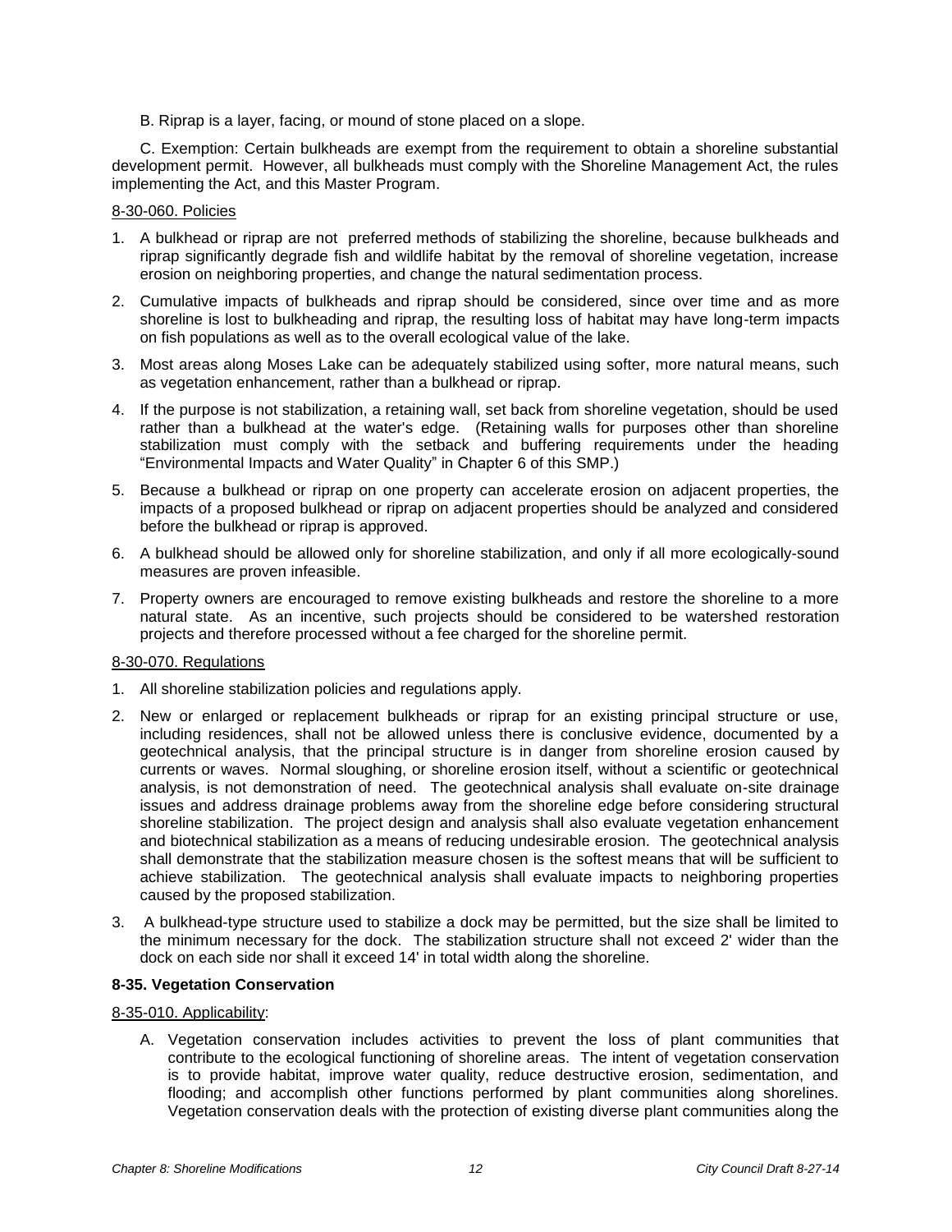B. Riprap is a layer, facing, or mound of stone placed on a slope.

C. Exemption: Certain bulkheads are exempt from the requirement to obtain a shoreline substantial development permit. However, all bulkheads must comply with the Shoreline Management Act, the rules implementing the Act, and this Master Program.

8-30-060. Policies

1. A bulkhead or riprap are not preferred methods of stabilizing the shoreline, because bulkheads and riprap significantly degrade fish and wildlife habitat by the removal of shoreline vegetation, increase erosion on neighboring properties, and change the natural sedimentation process.
2. Cumulative impacts of bulkheads and riprap should be considered, since over time and as more shoreline is lost to bulkheading and riprap, the resulting loss of habitat may have long-term impacts on fish populations as well as to the overall ecological value of the lake.
3. Most areas along Moses Lake can be adequately stabilized using softer, more natural means, such as vegetation enhancement, rather than a bulkhead or riprap.
4. If the purpose is not stabilization, a retaining wall, set back from shoreline vegetation, should be used rather than a bulkhead at the water's edge. (Retaining walls for purposes other than shoreline stabilization must comply with the setback and buffering requirements under the heading "Environmental Impacts and Water Quality" in Chapter 6 of this SMP.)
5. Because a bulkhead or riprap on one property can accelerate erosion on adjacent properties, the impacts of a proposed bulkhead or riprap on adjacent properties should be analyzed and considered before the bulkhead or riprap is approved.
6. A bulkhead should be allowed only for shoreline stabilization, and only if all more ecologically-sound measures are proven infeasible.
7. Property owners are encouraged to remove existing bulkheads and restore the shoreline to a more natural state. As an incentive, such projects should be considered to be watershed restoration projects and therefore processed without a fee charged for the shoreline permit.

8-30-070. Regulations

1. All shoreline stabilization policies and regulations apply.
2. New or enlarged or replacement bulkheads or riprap for an existing principal structure or use, including residences, shall not be allowed unless there is conclusive evidence, documented by a geotechnical analysis, that the principal structure is in danger from shoreline erosion caused by currents or waves. Normal sloughing, or shoreline erosion itself, without a scientific or geotechnical analysis, is not demonstration of need. The geotechnical analysis shall evaluate on-site drainage issues and address drainage problems away from the shoreline edge before considering structural shoreline stabilization. The project design and analysis shall also evaluate vegetation enhancement and biotechnical stabilization as a means of reducing undesirable erosion. The geotechnical analysis shall demonstrate that the stabilization measure chosen is the softest means that will be sufficient to achieve stabilization. The geotechnical analysis shall evaluate impacts to neighboring properties caused by the proposed stabilization.
3. A bulkhead-type structure used to stabilize a dock may be permitted, but the size shall be limited to the minimum necessary for the dock. The stabilization structure shall not exceed 2' wider than the dock on each side nor shall it exceed 14' in total width along the shoreline.

**8-35. Vegetation Conservation**

8-35-010. Applicability:

A. Vegetation conservation includes activities to prevent the loss of plant communities that contribute to the ecological functioning of shoreline areas. The intent of vegetation conservation is to provide habitat, improve water quality, reduce destructive erosion, sedimentation, and flooding; and accomplish other functions performed by plant communities along shorelines. Vegetation conservation deals with the protection of existing diverse plant communities along the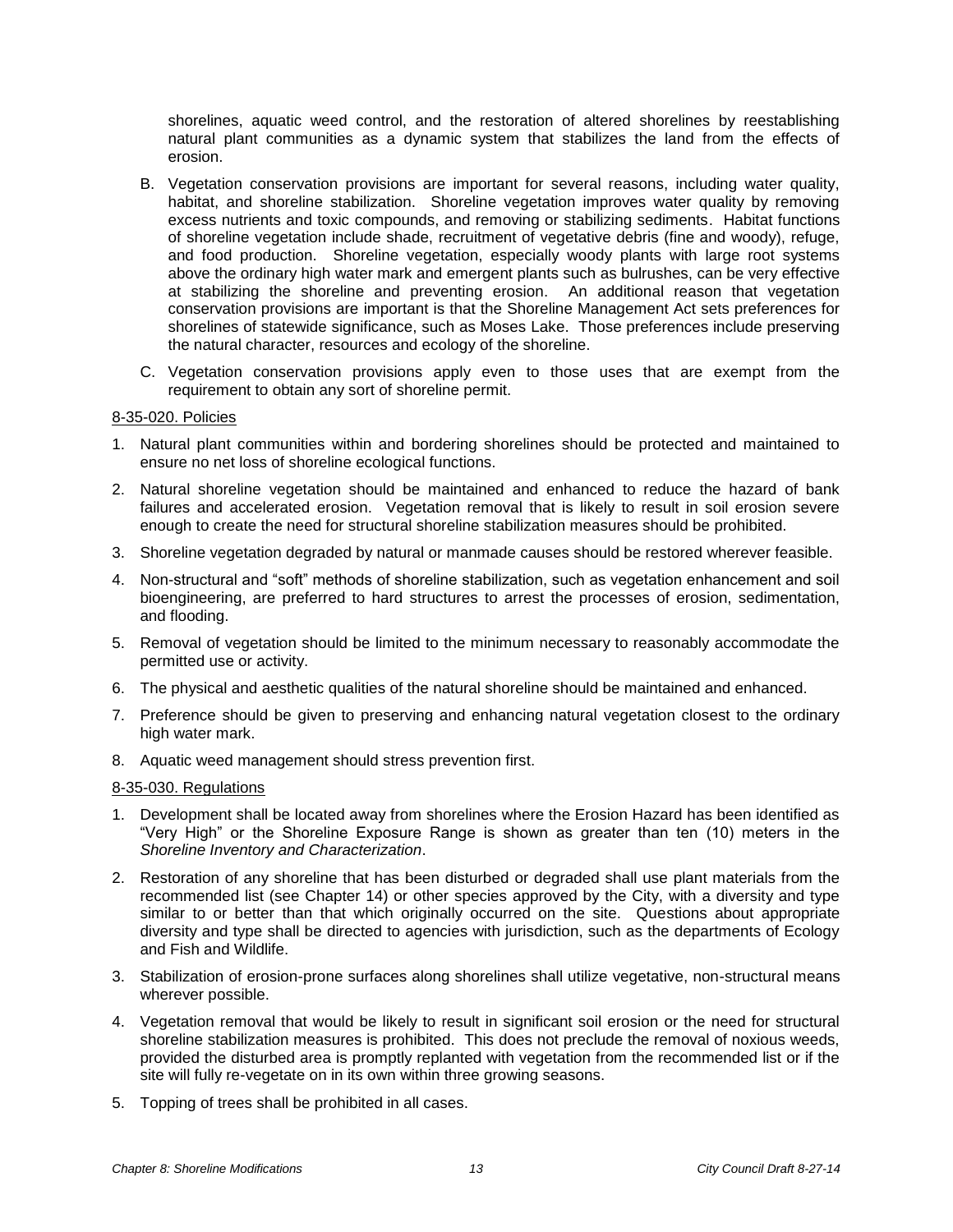shorelines, aquatic weed control, and the restoration of altered shorelines by reestablishing natural plant communities as a dynamic system that stabilizes the land from the effects of erosion.

B. Vegetation conservation provisions are important for several reasons, including water quality, habitat, and shoreline stabilization. Shoreline vegetation improves water quality by removing excess nutrients and toxic compounds, and removing or stabilizing sediments. Habitat functions of shoreline vegetation include shade, recruitment of vegetative debris (fine and woody), refuge, and food production. Shoreline vegetation, especially woody plants with large root systems above the ordinary high water mark and emergent plants such as bulrushes, can be very effective at stabilizing the shoreline and preventing erosion. An additional reason that vegetation conservation provisions are important is that the Shoreline Management Act sets preferences for shorelines of statewide significance, such as Moses Lake. Those preferences include preserving the natural character, resources and ecology of the shoreline.

C. Vegetation conservation provisions apply even to those uses that are exempt from the requirement to obtain any sort of shoreline permit.

8-35-020. Policies

1. Natural plant communities within and bordering shorelines should be protected and maintained to ensure no net loss of shoreline ecological functions.
2. Natural shoreline vegetation should be maintained and enhanced to reduce the hazard of bank failures and accelerated erosion. Vegetation removal that is likely to result in soil erosion severe enough to create the need for structural shoreline stabilization measures should be prohibited.
3. Shoreline vegetation degraded by natural or manmade causes should be restored wherever feasible.
4. Non-structural and "soft" methods of shoreline stabilization, such as vegetation enhancement and soil bioengineering, are preferred to hard structures to arrest the processes of erosion, sedimentation, and flooding.
5. Removal of vegetation should be limited to the minimum necessary to reasonably accommodate the permitted use or activity.
6. The physical and aesthetic qualities of the natural shoreline should be maintained and enhanced.
7. Preference should be given to preserving and enhancing natural vegetation closest to the ordinary high water mark.
8. Aquatic weed management should stress prevention first.

8-35-030. Regulations

1. Development shall be located away from shorelines where the Erosion Hazard has been identified as "Very High" or the Shoreline Exposure Range is shown as greater than ten (10) meters in the *Shoreline Inventory and Characterization*.
2. Restoration of any shoreline that has been disturbed or degraded shall use plant materials from the recommended list (see Chapter 14) or other species approved by the City, with a diversity and type similar to or better than that which originally occurred on the site. Questions about appropriate diversity and type shall be directed to agencies with jurisdiction, such as the departments of Ecology and Fish and Wildlife.
3. Stabilization of erosion-prone surfaces along shorelines shall utilize vegetative, non-structural means wherever possible.
4. Vegetation removal that would be likely to result in significant soil erosion or the need for structural shoreline stabilization measures is prohibited. This does not preclude the removal of noxious weeds, provided the disturbed area is promptly replanted with vegetation from the recommended list or if the site will fully re-vegetate on in its own within three growing seasons.
5. Topping of trees shall be prohibited in all cases.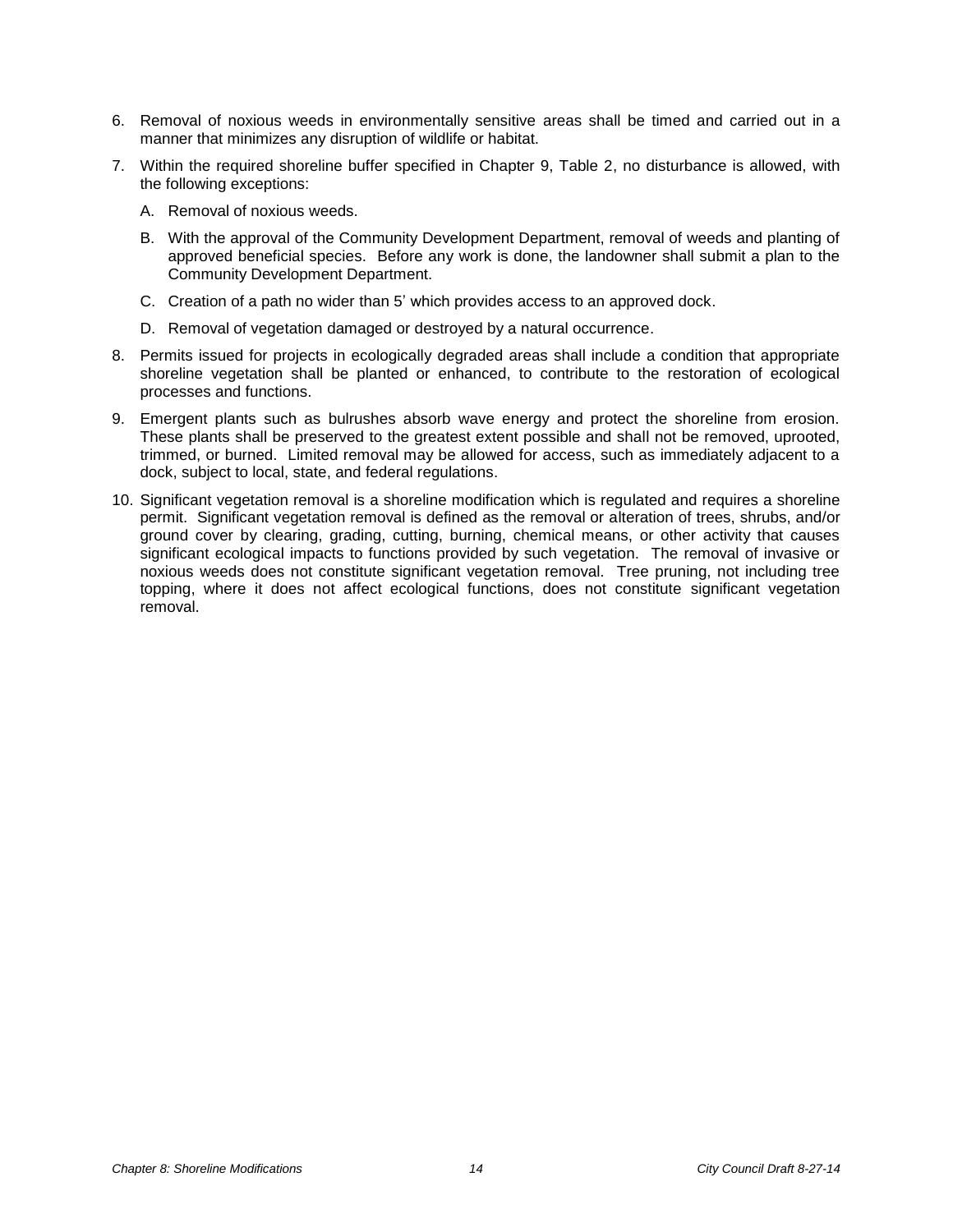6. Removal of noxious weeds in environmentally sensitive areas shall be timed and carried out in a manner that minimizes any disruption of wildlife or habitat.

7. Within the required shoreline buffer specified in Chapter 9, Table 2, no disturbance is allowed, with the following exceptions:

   A. Removal of noxious weeds.

   B. With the approval of the Community Development Department, removal of weeds and planting of approved beneficial species. Before any work is done, the landowner shall submit a plan to the Community Development Department.

   C. Creation of a path no wider than 5' which provides access to an approved dock.

   D. Removal of vegetation damaged or destroyed by a natural occurrence.

8. Permits issued for projects in ecologically degraded areas shall include a condition that appropriate shoreline vegetation shall be planted or enhanced, to contribute to the restoration of ecological processes and functions.

9. Emergent plants such as bulrushes absorb wave energy and protect the shoreline from erosion. These plants shall be preserved to the greatest extent possible and shall not be removed, uprooted, trimmed, or burned. Limited removal may be allowed for access, such as immediately adjacent to a dock, subject to local, state, and federal regulations.

10. Significant vegetation removal is a shoreline modification which is regulated and requires a shoreline permit. Significant vegetation removal is defined as the removal or alteration of trees, shrubs, and/or ground cover by clearing, grading, cutting, burning, chemical means, or other activity that causes significant ecological impacts to functions provided by such vegetation. The removal of invasive or noxious weeds does not constitute significant vegetation removal. Tree pruning, not including tree topping, where it does not affect ecological functions, does not constitute significant vegetation removal.